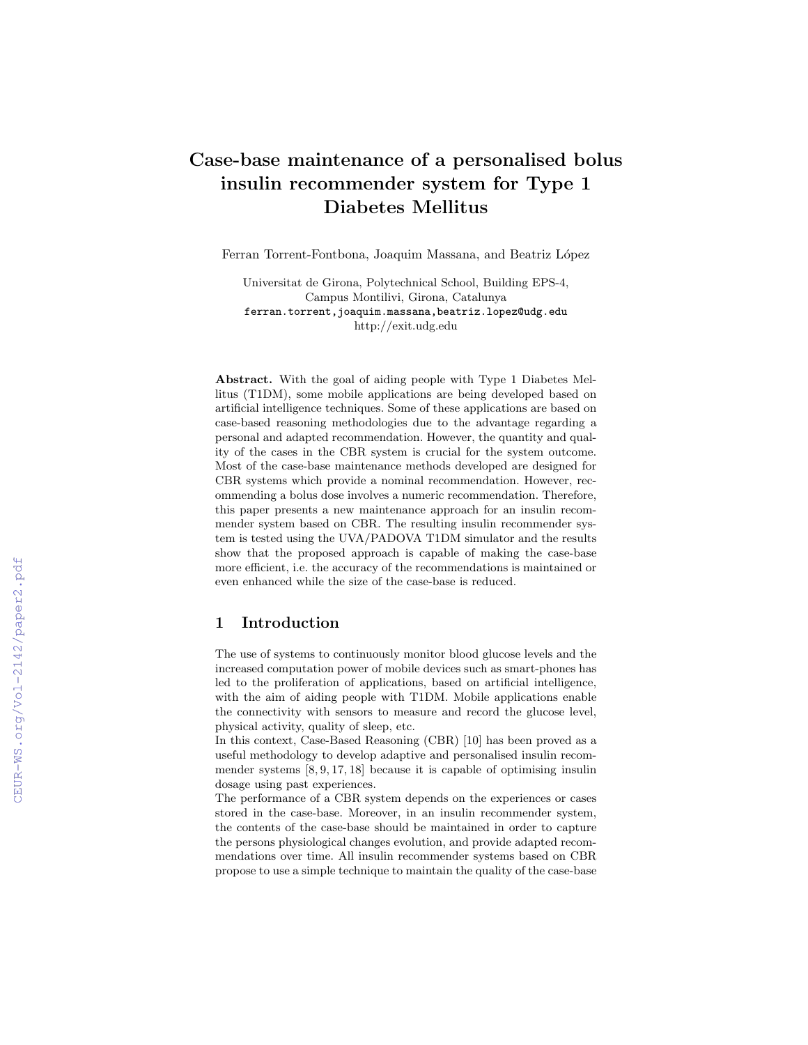# Case-base maintenance of a personalised bolus insulin recommender system for Type 1 Diabetes Mellitus

Ferran Torrent-Fontbona, Joaquim Massana, and Beatriz López

Universitat de Girona, Polytechnical School, Building EPS-4,
Campus Montilivi, Girona, Catalunya
ferran.torrent,joaquim.massana,beatriz.lopez@udg.edu
http://exit.udg.edu

**Abstract.** With the goal of aiding people with Type 1 Diabetes Mellitus (T1DM), some mobile applications are being developed based on artificial intelligence techniques. Some of these applications are based on case-based reasoning methodologies due to the advantage regarding a personal and adapted recommendation. However, the quantity and quality of the cases in the CBR system is crucial for the system outcome. Most of the case-base maintenance methods developed are designed for CBR systems which provide a nominal recommendation. However, recommending a bolus dose involves a numeric recommendation. Therefore, this paper presents a new maintenance approach for an insulin recommender system based on CBR. The resulting insulin recommender system is tested using the UVA/PADOVA T1DM simulator and the results show that the proposed approach is capable of making the case-base more efficient, i.e. the accuracy of the recommendations is maintained or even enhanced while the size of the case-base is reduced.

## 1 Introduction

The use of systems to continuously monitor blood glucose levels and the increased computation power of mobile devices such as smart-phones has led to the proliferation of applications, based on artificial intelligence, with the aim of aiding people with T1DM. Mobile applications enable the connectivity with sensors to measure and record the glucose level, physical activity, quality of sleep, etc.

In this context, Case-Based Reasoning (CBR) [10] has been proved as a useful methodology to develop adaptive and personalised insulin recommender systems [8, 9, 17, 18] because it is capable of optimising insulin dosage using past experiences.

The performance of a CBR system depends on the experiences or cases stored in the case-base. Moreover, in an insulin recommender system, the contents of the case-base should be maintained in order to capture the persons physiological changes evolution, and provide adapted recommendations over time. All insulin recommender systems based on CBR propose to use a simple technique to maintain the quality of the case-base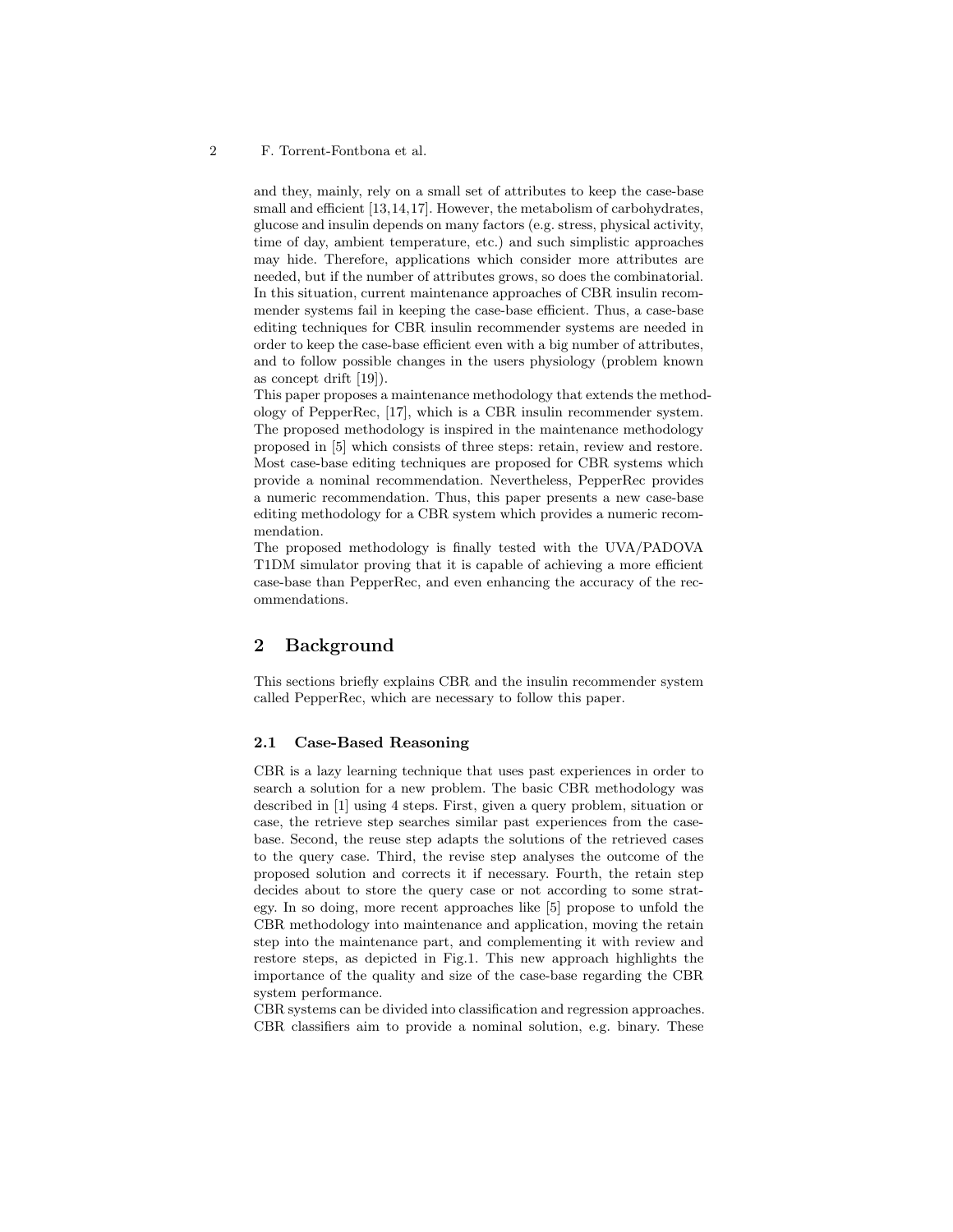and they, mainly, rely on a small set of attributes to keep the case-base small and efficient [13,14,17]. However, the metabolism of carbohydrates, glucose and insulin depends on many factors (e.g. stress, physical activity, time of day, ambient temperature, etc.) and such simplistic approaches may hide. Therefore, applications which consider more attributes are needed, but if the number of attributes grows, so does the combinatorial. In this situation, current maintenance approaches of CBR insulin recommender systems fail in keeping the case-base efficient. Thus, a case-base editing techniques for CBR insulin recommender systems are needed in order to keep the case-base efficient even with a big number of attributes, and to follow possible changes in the users physiology (problem known as concept drift [19]).

This paper proposes a maintenance methodology that extends the methodology of PepperRec, [17], which is a CBR insulin recommender system. The proposed methodology is inspired in the maintenance methodology proposed in [5] which consists of three steps: retain, review and restore. Most case-base editing techniques are proposed for CBR systems which provide a nominal recommendation. Nevertheless, PepperRec provides a numeric recommendation. Thus, this paper presents a new case-base editing methodology for a CBR system which provides a numeric recommendation.

The proposed methodology is finally tested with the UVA/PADOVA T1DM simulator proving that it is capable of achieving a more efficient case-base than PepperRec, and even enhancing the accuracy of the recommendations.

## 2 Background

This sections briefly explains CBR and the insulin recommender system called PepperRec, which are necessary to follow this paper.

### 2.1 Case-Based Reasoning

CBR is a lazy learning technique that uses past experiences in order to search a solution for a new problem. The basic CBR methodology was described in [1] using 4 steps. First, given a query problem, situation or case, the retrieve step searches similar past experiences from the case-base. Second, the reuse step adapts the solutions of the retrieved cases to the query case. Third, the revise step analyses the outcome of the proposed solution and corrects it if necessary. Fourth, the retain step decides about to store the query case or not according to some strategy. In so doing, more recent approaches like [5] propose to unfold the CBR methodology into maintenance and application, moving the retain step into the maintenance part, and complementing it with review and restore steps, as depicted in Fig.1. This new approach highlights the importance of the quality and size of the case-base regarding the CBR system performance.

CBR systems can be divided into classification and regression approaches. CBR classifiers aim to provide a nominal solution, e.g. binary. These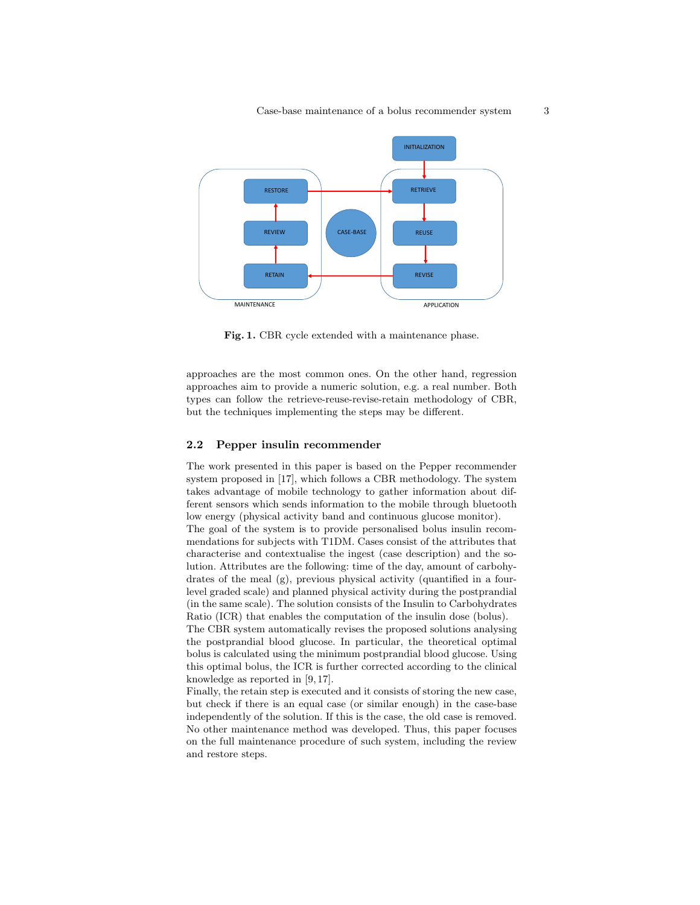Fig. 1. CBR cycle extended with a maintenance phase.

approaches are the most common ones. On the other hand, regression approaches aim to provide a numeric solution, e.g. a real number. Both types can follow the retrieve-reuse-revise-retain methodology of CBR, but the techniques implementing the steps may be different.

### 2.2 Pepper insulin recommender

The work presented in this paper is based on the Pepper recommender system proposed in [17], which follows a CBR methodology. The system takes advantage of mobile technology to gather information about different sensors which sends information to the mobile through bluetooth low energy (physical activity band and continuous glucose monitor).

The goal of the system is to provide personalised bolus insulin recommendations for subjects with T1DM. Cases consist of the attributes that characterise and contextualise the ingest (case description) and the solution. Attributes are the following: time of the day, amount of carbohydrates of the meal (g), previous physical activity (quantified in a four-level graded scale) and planned physical activity during the postprandial (in the same scale). The solution consists of the Insulin to Carbohydrates Ratio (ICR) that enables the computation of the insulin dose (bolus).

The CBR system automatically revises the proposed solutions analysing the postprandial blood glucose. In particular, the theoretical optimal bolus is calculated using the minimum postprandial blood glucose. Using this optimal bolus, the ICR is further corrected according to the clinical knowledge as reported in [9,17].

Finally, the retain step is executed and it consists of storing the new case, but check if there is an equal case (or similar enough) in the case-base independently of the solution. If this is the case, the old case is removed. No other maintenance method was developed. Thus, this paper focuses on the full maintenance procedure of such system, including the review and restore steps.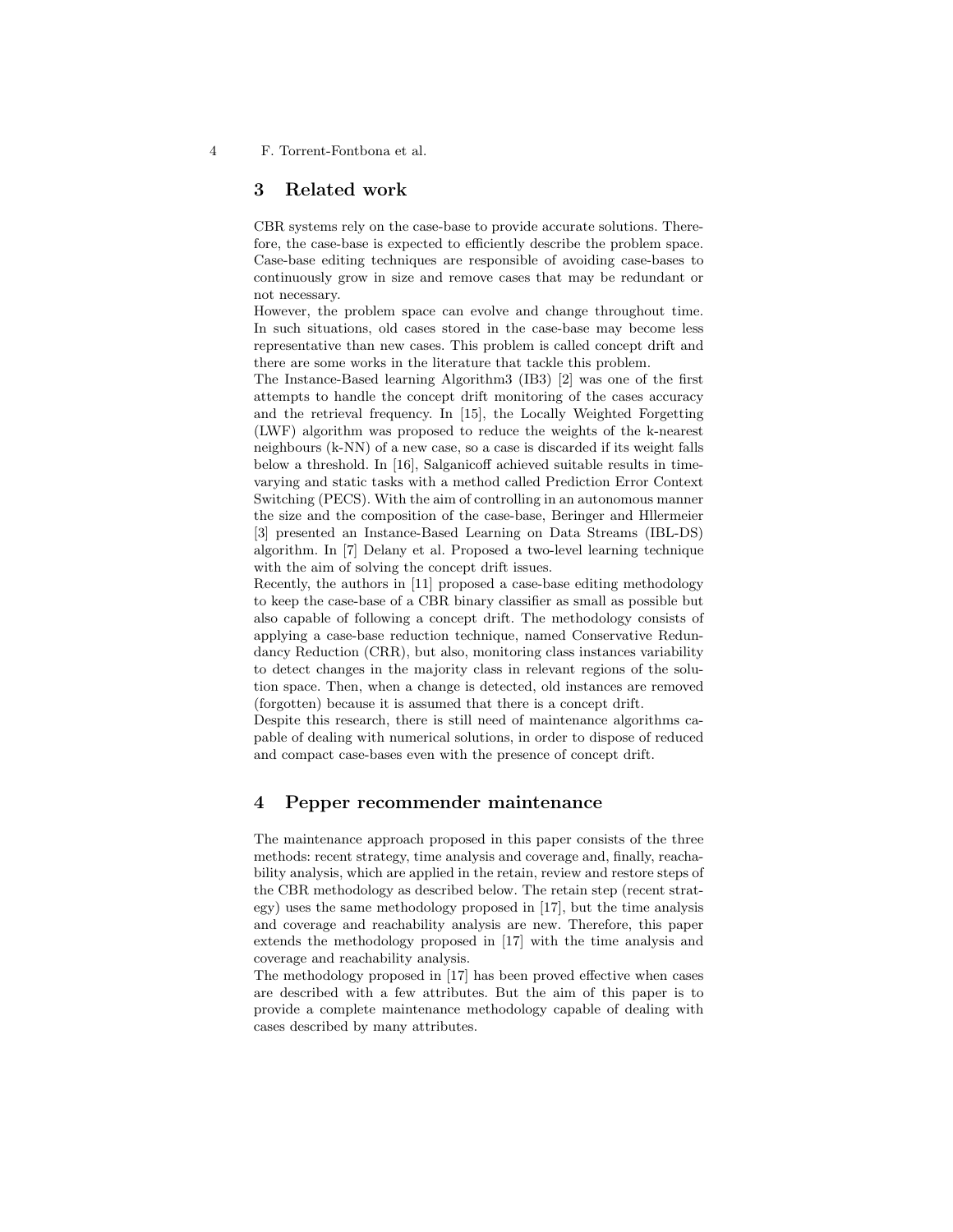## 3 Related work

CBR systems rely on the case-base to provide accurate solutions. Therefore, the case-base is expected to efficiently describe the problem space. Case-base editing techniques are responsible of avoiding case-bases to continuously grow in size and remove cases that may be redundant or not necessary.

However, the problem space can evolve and change throughout time. In such situations, old cases stored in the case-base may become less representative than new cases. This problem is called concept drift and there are some works in the literature that tackle this problem.

The Instance-Based learning Algorithm3 (IB3) [2] was one of the first attempts to handle the concept drift monitoring of the cases accuracy and the retrieval frequency. In [15], the Locally Weighted Forgetting (LWF) algorithm was proposed to reduce the weights of the k-nearest neighbours (k-NN) of a new case, so a case is discarded if its weight falls below a threshold. In [16], Salganicoff achieved suitable results in time-varying and static tasks with a method called Prediction Error Context Switching (PECS). With the aim of controlling in an autonomous manner the size and the composition of the case-base, Beringer and Hllermeier [3] presented an Instance-Based Learning on Data Streams (IBL-DS) algorithm. In [7] Delany et al. Proposed a two-level learning technique with the aim of solving the concept drift issues.

Recently, the authors in [11] proposed a case-base editing methodology to keep the case-base of a CBR binary classifier as small as possible but also capable of following a concept drift. The methodology consists of applying a case-base reduction technique, named Conservative Redundancy Reduction (CRR), but also, monitoring class instances variability to detect changes in the majority class in relevant regions of the solution space. Then, when a change is detected, old instances are removed (forgotten) because it is assumed that there is a concept drift.

Despite this research, there is still need of maintenance algorithms capable of dealing with numerical solutions, in order to dispose of reduced and compact case-bases even with the presence of concept drift.

## 4 Pepper recommender maintenance

The maintenance approach proposed in this paper consists of the three methods: recent strategy, time analysis and coverage and, finally, reachability analysis, which are applied in the retain, review and restore steps of the CBR methodology as described below. The retain step (recent strategy) uses the same methodology proposed in [17], but the time analysis and coverage and reachability analysis are new. Therefore, this paper extends the methodology proposed in [17] with the time analysis and coverage and reachability analysis.

The methodology proposed in [17] has been proved effective when cases are described with a few attributes. But the aim of this paper is to provide a complete maintenance methodology capable of dealing with cases described by many attributes.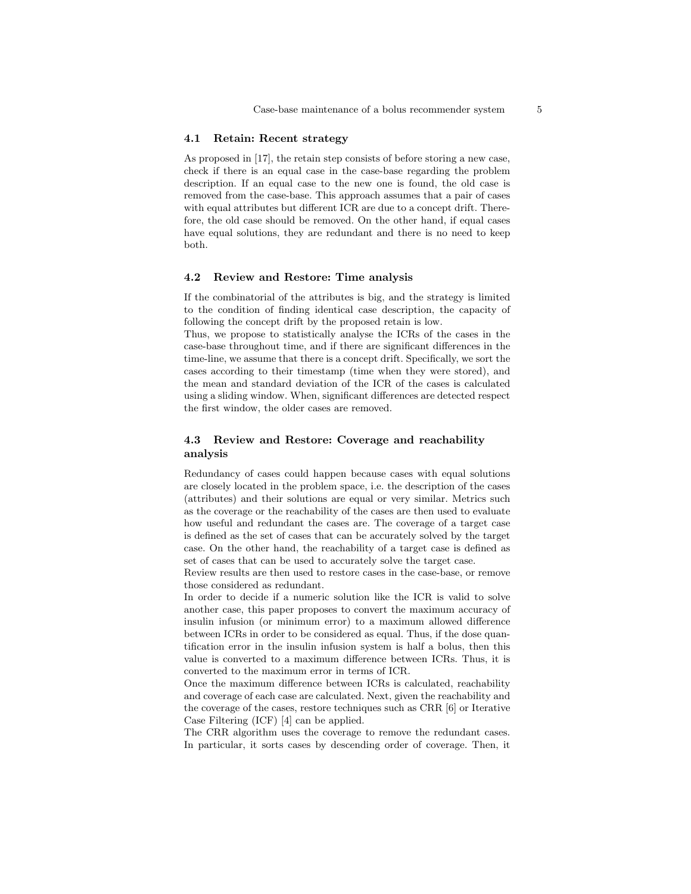### 4.1 Retain: Recent strategy

As proposed in [17], the retain step consists of before storing a new case, check if there is an equal case in the case-base regarding the problem description. If an equal case to the new one is found, the old case is removed from the case-base. This approach assumes that a pair of cases with equal attributes but different ICR are due to a concept drift. Therefore, the old case should be removed. On the other hand, if equal cases have equal solutions, they are redundant and there is no need to keep both.

### 4.2 Review and Restore: Time analysis

If the combinatorial of the attributes is big, and the strategy is limited to the condition of finding identical case description, the capacity of following the concept drift by the proposed retain is low.

Thus, we propose to statistically analyse the ICRs of the cases in the case-base throughout time, and if there are significant differences in the time-line, we assume that there is a concept drift. Specifically, we sort the cases according to their timestamp (time when they were stored), and the mean and standard deviation of the ICR of the cases is calculated using a sliding window. When, significant differences are detected respect the first window, the older cases are removed.

### 4.3 Review and Restore: Coverage and reachability analysis

Redundancy of cases could happen because cases with equal solutions are closely located in the problem space, i.e. the description of the cases (attributes) and their solutions are equal or very similar. Metrics such as the coverage or the reachability of the cases are then used to evaluate how useful and redundant the cases are. The coverage of a target case is defined as the set of cases that can be accurately solved by the target case. On the other hand, the reachability of a target case is defined as set of cases that can be used to accurately solve the target case.

Review results are then used to restore cases in the case-base, or remove those considered as redundant.

In order to decide if a numeric solution like the ICR is valid to solve another case, this paper proposes to convert the maximum accuracy of insulin infusion (or minimum error) to a maximum allowed difference between ICRs in order to be considered as equal. Thus, if the dose quantification error in the insulin infusion system is half a bolus, then this value is converted to a maximum difference between ICRs. Thus, it is converted to the maximum error in terms of ICR.

Once the maximum difference between ICRs is calculated, reachability and coverage of each case are calculated. Next, given the reachability and the coverage of the cases, restore techniques such as CRR [6] or Iterative Case Filtering (ICF) [4] can be applied.

The CRR algorithm uses the coverage to remove the redundant cases. In particular, it sorts cases by descending order of coverage. Then, it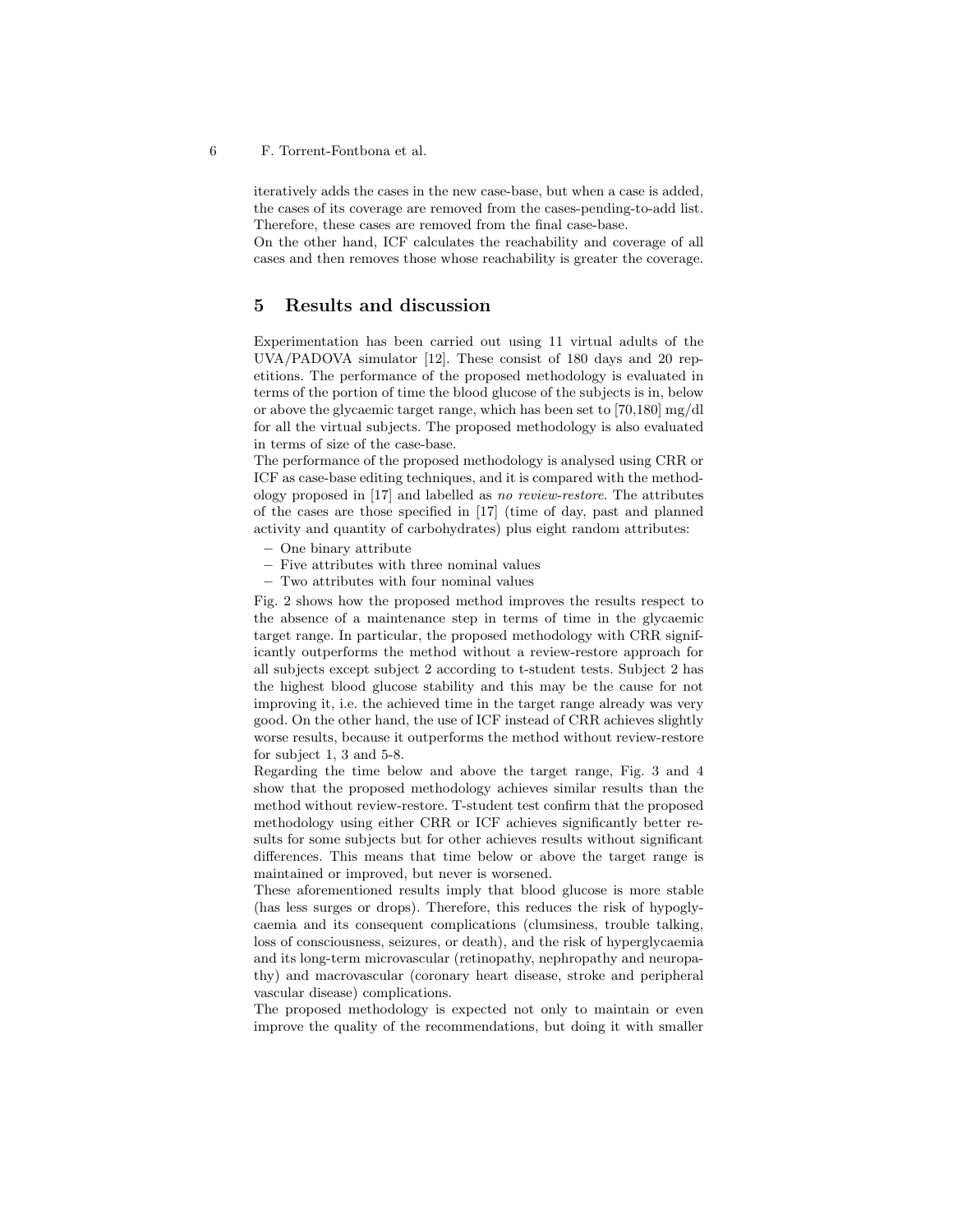iteratively adds the cases in the new case-base, but when a case is added, the cases of its coverage are removed from the cases-pending-to-add list. Therefore, these cases are removed from the final case-base.
On the other hand, ICF calculates the reachability and coverage of all cases and then removes those whose reachability is greater the coverage.

## 5 Results and discussion

Experimentation has been carried out using 11 virtual adults of the UVA/PADOVA simulator [12]. These consist of 180 days and 20 repetitions. The performance of the proposed methodology is evaluated in terms of the portion of time the blood glucose of the subjects is in, below or above the glycaemic target range, which has been set to [70,180] mg/dl for all the virtual subjects. The proposed methodology is also evaluated in terms of size of the case-base.
The performance of the proposed methodology is analysed using CRR or ICF as case-base editing techniques, and it is compared with the methodology proposed in [17] and labelled as *no review-restore*. The attributes of the cases are those specified in [17] (time of day, past and planned activity and quantity of carbohydrates) plus eight random attributes:

- One binary attribute
- Five attributes with three nominal values
- Two attributes with four nominal values

Fig. 2 shows how the proposed method improves the results respect to the absence of a maintenance step in terms of time in the glycaemic target range. In particular, the proposed methodology with CRR significantly outperforms the method without a review-restore approach for all subjects except subject 2 according to t-student tests. Subject 2 has the highest blood glucose stability and this may be the cause for not improving it, i.e. the achieved time in the target range already was very good. On the other hand, the use of ICF instead of CRR achieves slightly worse results, because it outperforms the method without review-restore for subject 1, 3 and 5-8.
Regarding the time below and above the target range, Fig. 3 and 4 show that the proposed methodology achieves similar results than the method without review-restore. T-student test confirm that the proposed methodology using either CRR or ICF achieves significantly better results for some subjects but for other achieves results without significant differences. This means that time below or above the target range is maintained or improved, but never is worsened.
These aforementioned results imply that blood glucose is more stable (has less surges or drops). Therefore, this reduces the risk of hypoglycaemia and its consequent complications (clumsiness, trouble talking, loss of consciousness, seizures, or death), and the risk of hyperglycaemia and its long-term microvascular (retinopathy, nephropathy and neuropathy) and macrovascular (coronary heart disease, stroke and peripheral vascular disease) complications.
The proposed methodology is expected not only to maintain or even improve the quality of the recommendations, but doing it with smaller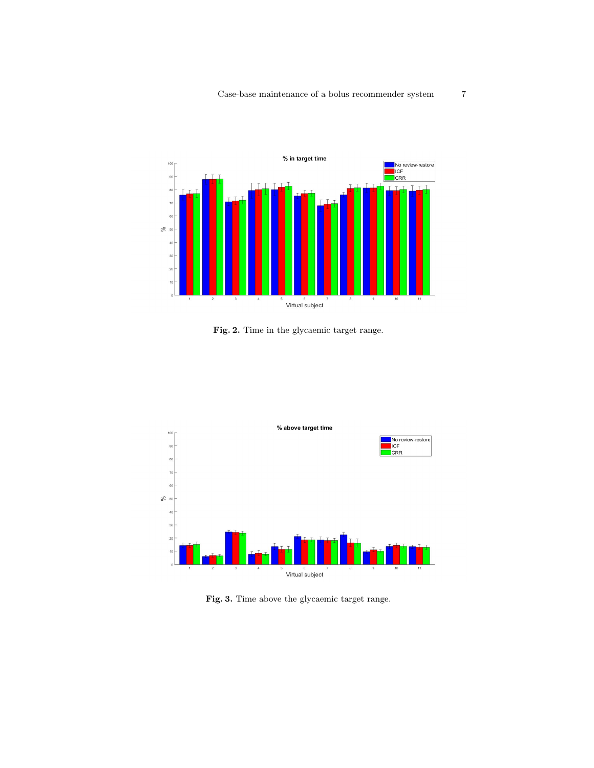**Fig. 2.** Time in the glycaemic target range.

**Fig. 3.** Time above the glycaemic target range.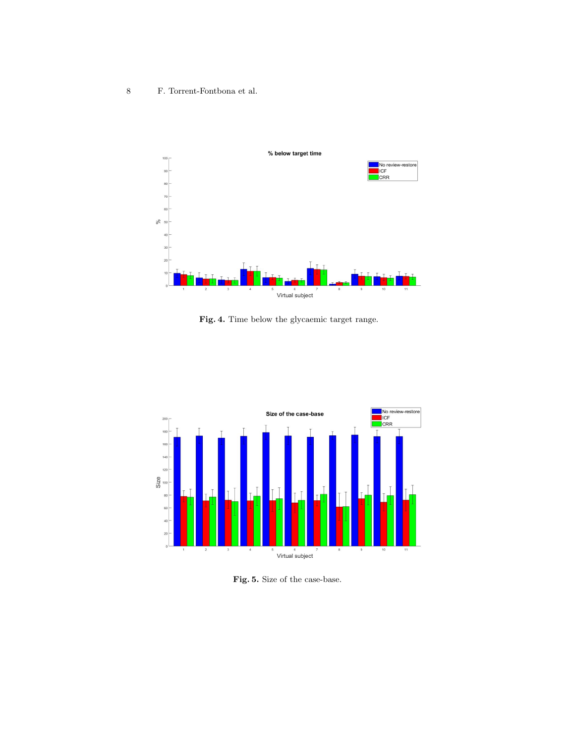**Fig. 4.** Time below the glycaemic target range.

**Fig. 5.** Size of the case-base.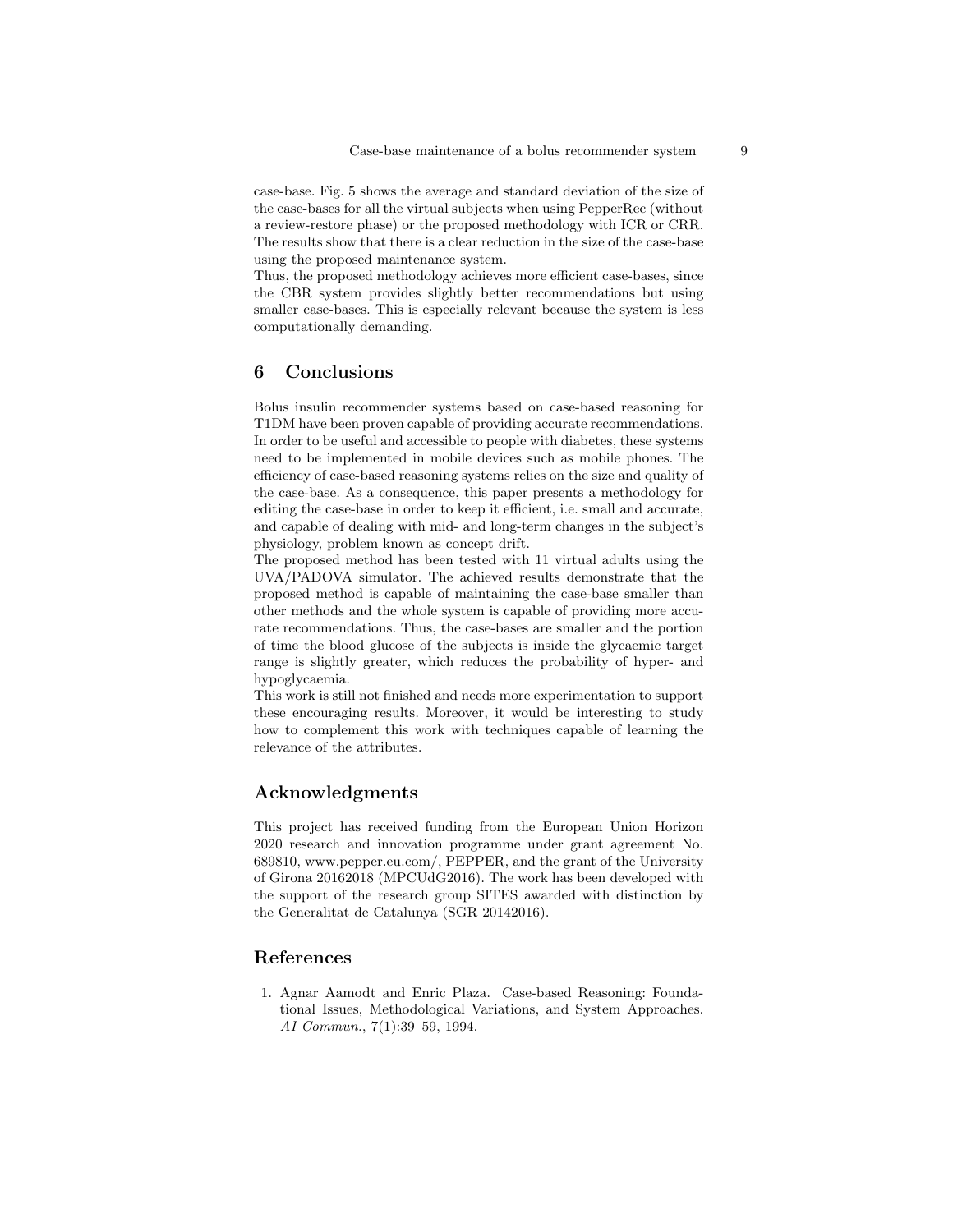case-base. Fig. 5 shows the average and standard deviation of the size of the case-bases for all the virtual subjects when using PepperRec (without a review-restore phase) or the proposed methodology with ICR or CRR. The results show that there is a clear reduction in the size of the case-base using the proposed maintenance system.

Thus, the proposed methodology achieves more efficient case-bases, since the CBR system provides slightly better recommendations but using smaller case-bases. This is especially relevant because the system is less computationally demanding.

## 6 Conclusions

Bolus insulin recommender systems based on case-based reasoning for T1DM have been proven capable of providing accurate recommendations. In order to be useful and accessible to people with diabetes, these systems need to be implemented in mobile devices such as mobile phones. The efficiency of case-based reasoning systems relies on the size and quality of the case-base. As a consequence, this paper presents a methodology for editing the case-base in order to keep it efficient, i.e. small and accurate, and capable of dealing with mid- and long-term changes in the subject's physiology, problem known as concept drift.

The proposed method has been tested with 11 virtual adults using the UVA/PADOVA simulator. The achieved results demonstrate that the proposed method is capable of maintaining the case-base smaller than other methods and the whole system is capable of providing more accurate recommendations. Thus, the case-bases are smaller and the portion of time the blood glucose of the subjects is inside the glycaemic target range is slightly greater, which reduces the probability of hyper- and hypoglycaemia.

This work is still not finished and needs more experimentation to support these encouraging results. Moreover, it would be interesting to study how to complement this work with techniques capable of learning the relevance of the attributes.

## Acknowledgments

This project has received funding from the European Union Horizon 2020 research and innovation programme under grant agreement No. 689810, www.pepper.eu.com/, PEPPER, and the grant of the University of Girona 20162018 (MPCUdG2016). The work has been developed with the support of the research group SITES awarded with distinction by the Generalitat de Catalunya (SGR 20142016).

## References

1. Agnar Aamodt and Enric Plaza. Case-based Reasoning: Foundational Issues, Methodological Variations, and System Approaches. *AI Commun.*, 7(1):39–59, 1994.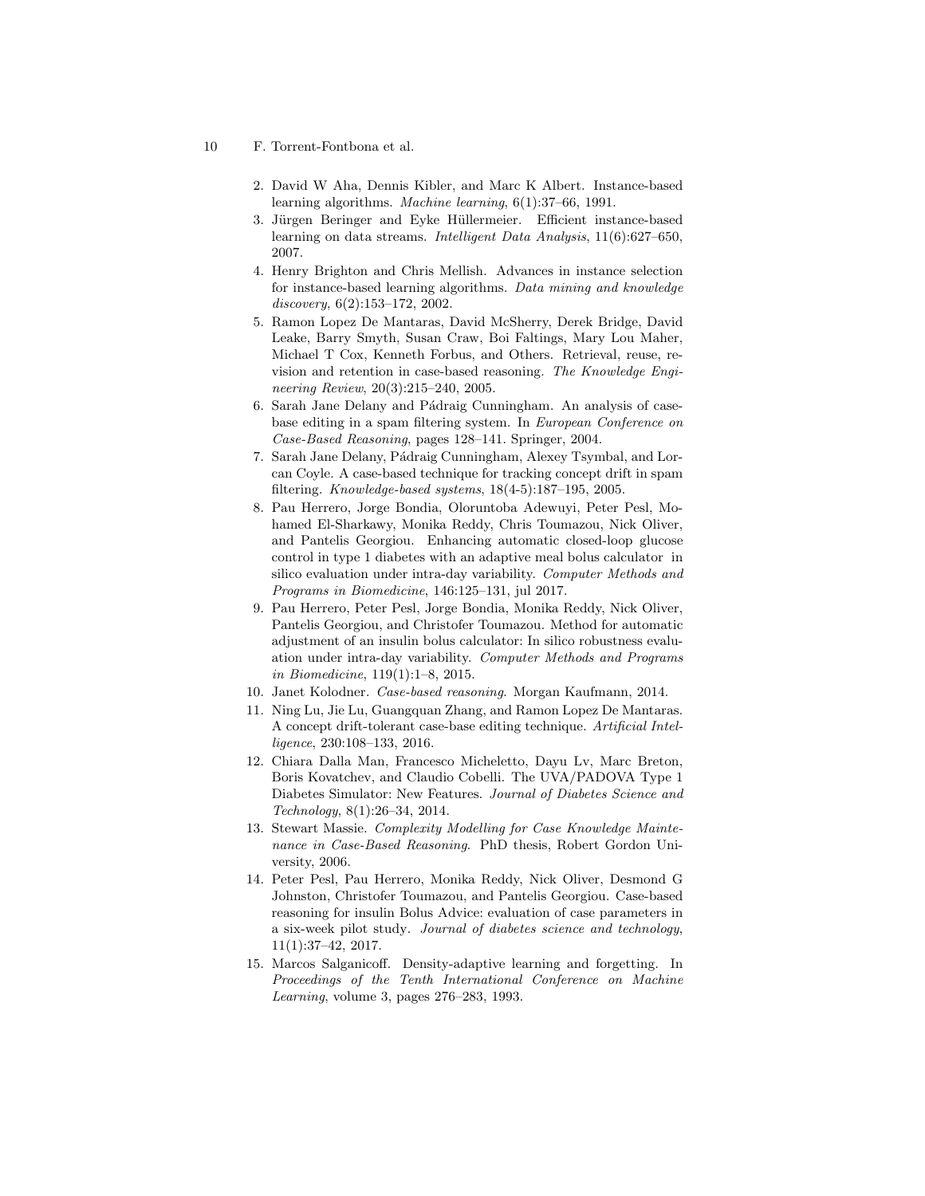2. David W Aha, Dennis Kibler, and Marc K Albert. Instance-based learning algorithms. *Machine learning*, 6(1):37–66, 1991.
3. Jürgen Beringer and Eyke Hüllermeier. Efficient instance-based learning on data streams. *Intelligent Data Analysis*, 11(6):627–650, 2007.
4. Henry Brighton and Chris Mellish. Advances in instance selection for instance-based learning algorithms. *Data mining and knowledge discovery*, 6(2):153–172, 2002.
5. Ramon Lopez De Mantaras, David McSherry, Derek Bridge, David Leake, Barry Smyth, Susan Craw, Boi Faltings, Mary Lou Maher, Michael T Cox, Kenneth Forbus, and Others. Retrieval, reuse, revision and retention in case-based reasoning. *The Knowledge Engineering Review*, 20(3):215–240, 2005.
6. Sarah Jane Delany and Pádraig Cunningham. An analysis of case-base editing in a spam filtering system. In *European Conference on Case-Based Reasoning*, pages 128–141. Springer, 2004.
7. Sarah Jane Delany, Pádraig Cunningham, Alexey Tsymbal, and Lorcan Coyle. A case-based technique for tracking concept drift in spam filtering. *Knowledge-based systems*, 18(4-5):187–195, 2005.
8. Pau Herrero, Jorge Bondia, Oloruntoba Adewuyi, Peter Pesl, Mohamed El-Sharkawy, Monika Reddy, Chris Toumazou, Nick Oliver, and Pantelis Georgiou. Enhancing automatic closed-loop glucose control in type 1 diabetes with an adaptive meal bolus calculator in silico evaluation under intra-day variability. *Computer Methods and Programs in Biomedicine*, 146:125–131, jul 2017.
9. Pau Herrero, Peter Pesl, Jorge Bondia, Monika Reddy, Nick Oliver, Pantelis Georgiou, and Christofer Toumazou. Method for automatic adjustment of an insulin bolus calculator: In silico robustness evaluation under intra-day variability. *Computer Methods and Programs in Biomedicine*, 119(1):1–8, 2015.
10. Janet Kolodner. *Case-based reasoning*. Morgan Kaufmann, 2014.
11. Ning Lu, Jie Lu, Guangquan Zhang, and Ramon Lopez De Mantaras. A concept drift-tolerant case-base editing technique. *Artificial Intelligence*, 230:108–133, 2016.
12. Chiara Dalla Man, Francesco Micheletto, Dayu Lv, Marc Breton, Boris Kovatchev, and Claudio Cobelli. The UVA/PADOVA Type 1 Diabetes Simulator: New Features. *Journal of Diabetes Science and Technology*, 8(1):26–34, 2014.
13. Stewart Massie. *Complexity Modelling for Case Knowledge Maintenance in Case-Based Reasoning*. PhD thesis, Robert Gordon University, 2006.
14. Peter Pesl, Pau Herrero, Monika Reddy, Nick Oliver, Desmond G Johnston, Christofer Toumazou, and Pantelis Georgiou. Case-based reasoning for insulin Bolus Advice: evaluation of case parameters in a six-week pilot study. *Journal of diabetes science and technology*, 11(1):37–42, 2017.
15. Marcos Salganicoff. Density-adaptive learning and forgetting. In *Proceedings of the Tenth International Conference on Machine Learning*, volume 3, pages 276–283, 1993.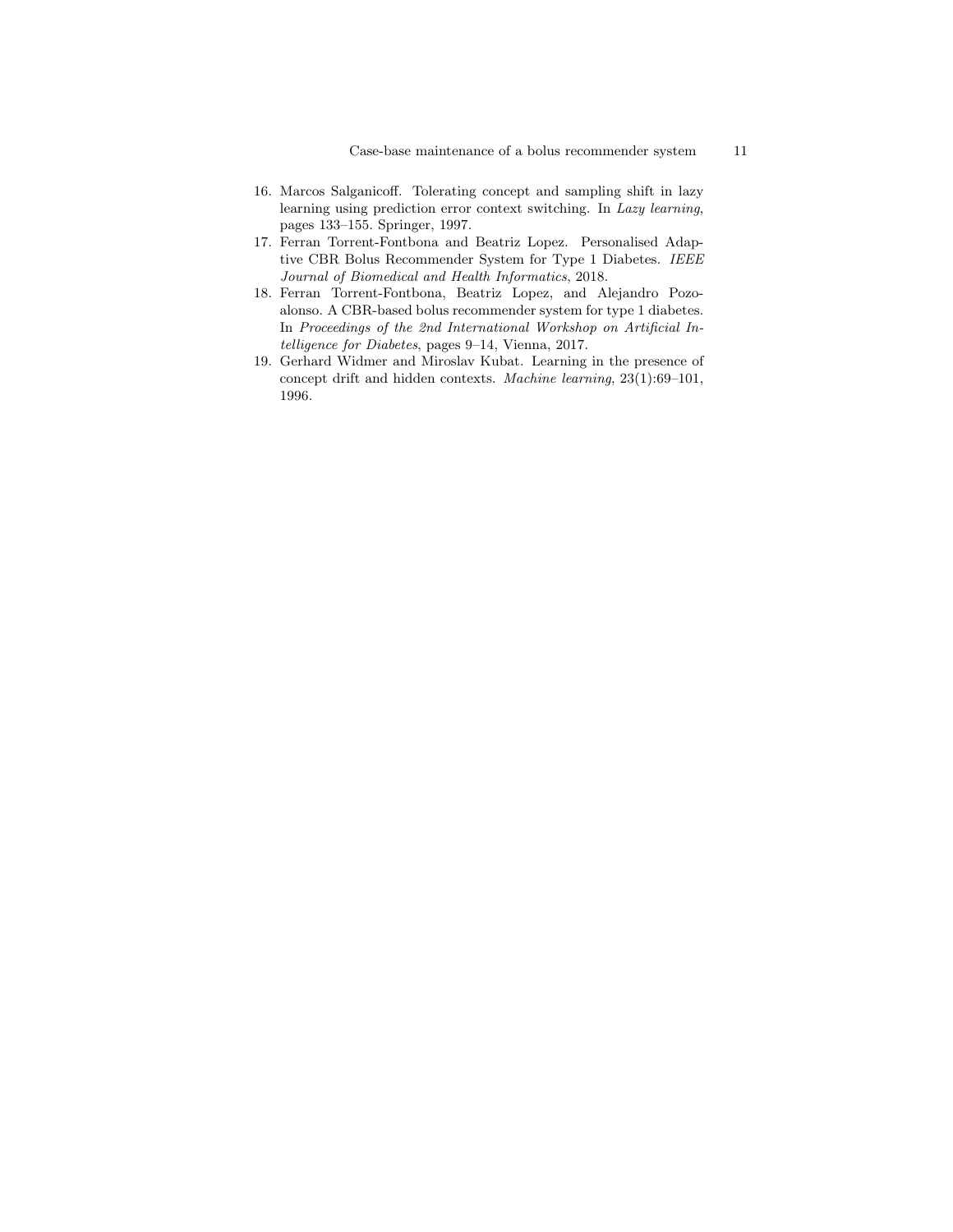16. Marcos Salganicoff. Tolerating concept and sampling shift in lazy learning using prediction error context switching. In *Lazy learning*, pages 133–155. Springer, 1997.
17. Ferran Torrent-Fontbona and Beatriz Lopez. Personalised Adaptive CBR Bolus Recommender System for Type 1 Diabetes. *IEEE Journal of Biomedical and Health Informatics*, 2018.
18. Ferran Torrent-Fontbona, Beatriz Lopez, and Alejandro Pozo-alonso. A CBR-based bolus recommender system for type 1 diabetes. In *Proceedings of the 2nd International Workshop on Artificial Intelligence for Diabetes*, pages 9–14, Vienna, 2017.
19. Gerhard Widmer and Miroslav Kubat. Learning in the presence of concept drift and hidden contexts. *Machine learning*, 23(1):69–101, 1996.